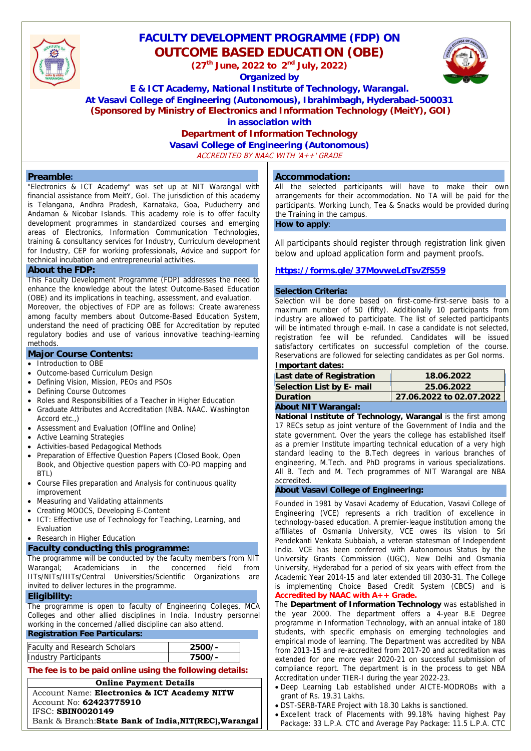# FACULTY DEVELOPMENT PROGRAMME (FDP) ON
# OUTCOME BASED EDUCATION (OBE)

**(27th June, 2022 to 2nd July, 2022)**

**Organized by**

**E & ICT Academy, National Institute of Technology, Warangal.**

**At Vasavi College of Engineering (Autonomous), Ibrahimbagh, Hyderabad-500031**

**(Sponsored by Ministry of Electronics and Information Technology (MeitY), GOI)**

**in association with**

**Department of Information Technology**

**Vasavi College of Engineering (Autonomous)**

*ACCREDITED BY NAAC WITH 'A++' GRADE*

## Preamble:

"Electronics & ICT Academy" was set up at NIT Warangal with financial assistance from MeitY, GoI. The jurisdiction of this academy is Telangana, Andhra Pradesh, Karnataka, Goa, Puducherry and Andaman & Nicobar Islands. This academy role is to offer faculty development programmes in standardized courses and emerging areas of Electronics, Information Communication Technologies, training & consultancy services for Industry, Curriculum development for Industry, CEP for working professionals, Advice and support for technical incubation and entrepreneurial activities.

## About the FDP:

This Faculty Development Programme (FDP) addresses the need to enhance the knowledge about the latest Outcome-Based Education (OBE) and its implications in teaching, assessment, and evaluation. Moreover, the objectives of FDP are as follows: Create awareness among faculty members about Outcome-Based Education System, understand the need of practicing OBE for Accreditation by reputed regulatory bodies and use of various innovative teaching-learning methods.

## Major Course Contents:

- Introduction to OBE
- Outcome-based Curriculum Design
- Defining Vision, Mission, PEOs and PSOs
- Defining Course Outcomes
- Roles and Responsibilities of a Teacher in Higher Education
- Graduate Attributes and Accreditation (NBA. NAAC. Washington Accord etc.,)
- Assessment and Evaluation (Offline and Online)
- Active Learning Strategies
- Activities-based Pedagogical Methods
- Preparation of Effective Question Papers (Closed Book, Open Book, and Objective question papers with CO-PO mapping and BTL)
- Course Files preparation and Analysis for continuous quality improvement
- Measuring and Validating attainments
- Creating MOOCS, Developing E-Content
- ICT: Effective use of Technology for Teaching, Learning, and Evaluation
- Research in Higher Education

## Faculty conducting this programme:

The programme will be conducted by the faculty members from NIT Warangal; Academicians in the concerned field from IITs/NITs/IIITs/Central Universities/Scientific Organizations are invited to deliver lectures in the programme.

## Eligibility:

The programme is open to faculty of Engineering Colleges, MCA Colleges and other allied disciplines in India. Industry personnel working in the concerned /allied discipline can also attend.

## Registration Fee Particulars:

| Faculty and Research Scholars | 2500/- |
|---|---|
| Industry Participants | 7500/- |

**The fee is to be paid online using the following details:**

| Online Payment Details |
|---|
| Account Name: **Electronics & ICT Academy NITW** |
| Account No: **62423775910** |
| IFSC: **SBIN0020149** |
| Bank & Branch: **State Bank of India,NIT(REC),Warangal** |

## Accommodation:

All the selected participants will have to make their own arrangements for their accommodation. No TA will be paid for the participants. Working Lunch, Tea & Snacks would be provided during the Training in the campus.

## How to apply:

All participants should register through registration link given below and upload application form and payment proofs.

**https://forms.gle/37MovweLdTsvZfS59**

## Selection Criteria:

Selection will be done based on first-come-first-serve basis to a maximum number of 50 (fifty). Additionally 10 participants from industry are allowed to participate. The list of selected participants will be intimated through e-mail. In case a candidate is not selected, registration fee will be refunded. Candidates will be issued satisfactory certificates on successful completion of the course. Reservations are followed for selecting candidates as per GoI norms.

**Important dates:**

| Last date of Registration | 18.06.2022 |
|---|---|
| Selection List by E- mail | 25.06.2022 |
| Duration | 27.06.2022 to 02.07.2022 |

## About NIT Warangal:

**National Institute of Technology, Warangal** is the first among 17 RECs setup as joint venture of the Government of India and the state government. Over the years the college has established itself as a premier Institute imparting technical education of a very high standard leading to the B.Tech degrees in various branches of engineering, M.Tech. and PhD programs in various specializations. All B. Tech and M. Tech programmes of NIT Warangal are NBA accredited.

## About Vasavi College of Engineering:

Founded in 1981 by Vasavi Academy of Education, Vasavi College of Engineering (VCE) represents a rich tradition of excellence in technology-based education. A premier-league institution among the affiliates of Osmania University, VCE owes its vision to Sri Pendekanti Venkata Subbaiah, a veteran statesman of Independent India. VCE has been conferred with Autonomous Status by the University Grants Commission (UGC), New Delhi and Osmania University, Hyderabad for a period of six years with effect from the Academic Year 2014-15 and later extended till 2030-31. The College is implementing Choice Based Credit System (CBCS) and is **Accredited by NAAC with A++ Grade.**

The **Department of Information Technology** was established in the year 2000. The department offers a 4-year B.E Degree programme in Information Technology, with an annual intake of 180 students, with specific emphasis on emerging technologies and empirical mode of learning. The Department was accredited by NBA from 2013-15 and re-accredited from 2017-20 and accreditation was extended for one more year 2020-21 on successful submission of compliance report. The department is in the process to get NBA Accreditation under TIER-I during the year 2022-23.

- Deep Learning Lab established under AICTE-MODROBs with a grant of Rs. 19.31 Lakhs.
- DST-SERB-TARE Project with 18.30 Lakhs is sanctioned.
- Excellent track of Placements with 99.18% having highest Pay Package: 33 L.P.A. CTC and Average Pay Package: 11.5 L.P.A. CTC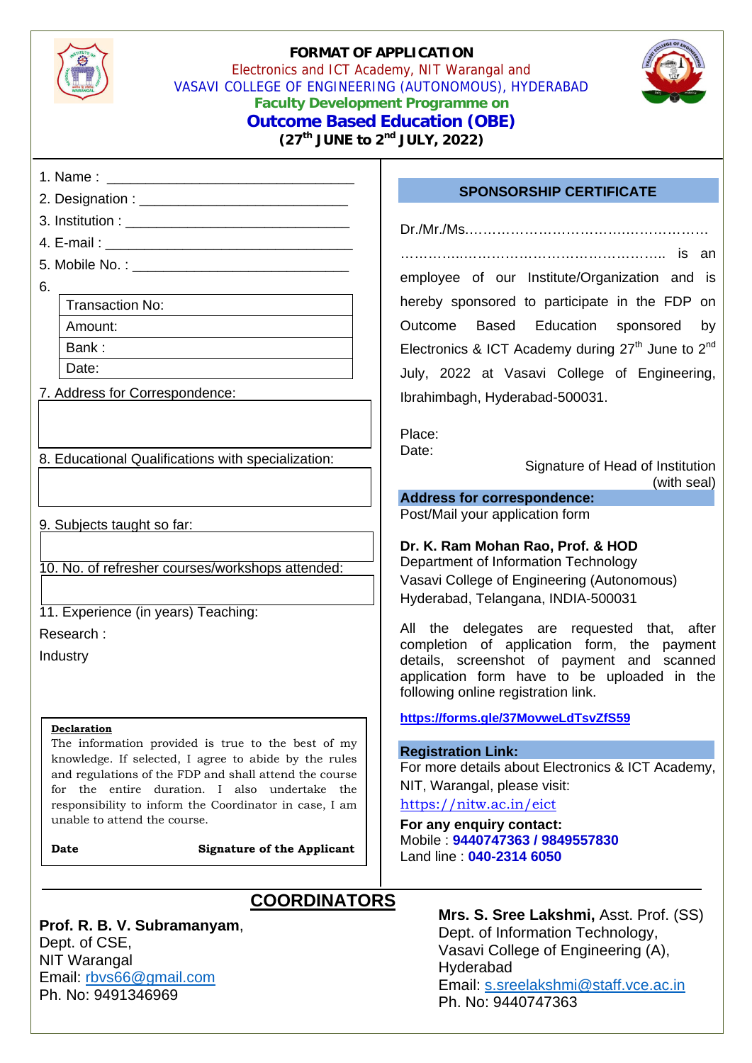# FORMAT OF APPLICATION

Electronics and ICT Academy, NIT Warangal and

VASAVI COLLEGE OF ENGINEERING (AUTONOMOUS), HYDERABAD

**Faculty Development Programme on**

## Outcome Based Education (OBE)

**(27th JUNE to 2nd JULY, 2022)**

1. Name : ________________________________
2. Designation : ___________________________
3. Institution : ____________________________
4. E-mail : _______________________________
5. Mobile No. : ___________________________
6.

| |
|---|
| Transaction No: |
| Amount: |
| Bank : |
| Date: |

7. Address for Correspondence:

8. Educational Qualifications with specialization:

9. Subjects taught so far:

10. No. of refresher courses/workshops attended:

11. Experience (in years) Teaching:

Research :

Industry

**Declaration**

The information provided is true to the best of my knowledge. If selected, I agree to abide by the rules and regulations of the FDP and shall attend the course for the entire duration. I also undertake the responsibility to inform the Coordinator in case, I am unable to attend the course.

**Date** **Signature of the Applicant**

### SPONSORSHIP CERTIFICATE

Dr./Mr./Ms.………………………………….……………..

…………..………………………………………….. is an employee of our Institute/Organization and is hereby sponsored to participate in the FDP on Outcome Based Education sponsored by Electronics & ICT Academy during 27th June to 2nd July, 2022 at Vasavi College of Engineering, Ibrahimbagh, Hyderabad-500031.

Place:

Date:

Signature of Head of Institution (with seal)

**Address for correspondence:**

Post/Mail your application form

**Dr. K. Ram Mohan Rao, Prof. & HOD**

Department of Information Technology

Vasavi College of Engineering (Autonomous)

Hyderabad, Telangana, INDIA-500031

All the delegates are requested that, after completion of application form, the payment details, screenshot of payment and scanned application form have to be uploaded in the following online registration link.

**https://forms.gle/37MovweLdTsvZfS59**

**Registration Link:**

For more details about Electronics & ICT Academy, NIT, Warangal, please visit:

https://nitw.ac.in/eict

**For any enquiry contact:**

Mobile : **9440747363 / 9849557830**

Land line : **040-2314 6050**

## COORDINATORS

**Prof. R. B. V. Subramanyam**,
Dept. of CSE,
NIT Warangal
Email: rbvs66@gmail.com
Ph. No: 9491346969

**Mrs. S. Sree Lakshmi,** Asst. Prof. (SS)
Dept. of Information Technology,
Vasavi College of Engineering (A),
Hyderabad
Email: s.sreelakshmi@staff.vce.ac.in
Ph. No: 9440747363